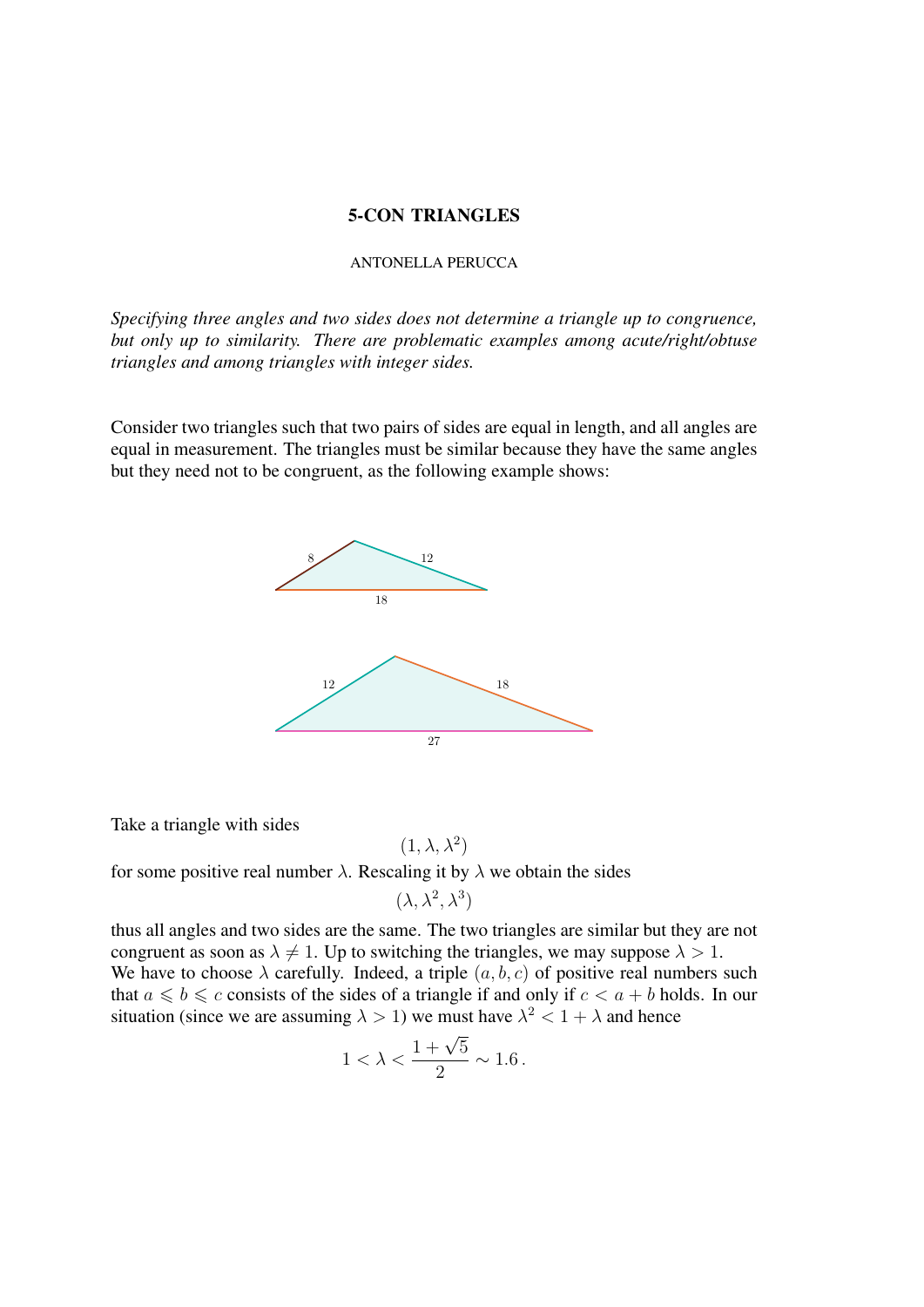# 5-CON TRIANGLES

ANTONELLA PERUCCA

*Specifying three angles and two sides does not determine a triangle up to congruence, but only up to similarity. There are problematic examples among acute/right/obtuse triangles and among triangles with integer sides.*

Consider two triangles such that two pairs of sides are equal in length, and all angles are equal in measurement. The triangles must be similar because they have the same angles but they need not to be congruent, as the following example shows:

Take a triangle with sides

$$(1, \lambda, \lambda^2)$$

for some positive real number $\lambda$. Rescaling it by $\lambda$ we obtain the sides

$$(\lambda, \lambda^2, \lambda^3)$$

thus all angles and two sides are the same. The two triangles are similar but they are not congruent as soon as $\lambda \neq 1$. Up to switching the triangles, we may suppose $\lambda > 1$. We have to choose $\lambda$ carefully. Indeed, a triple $(a, b, c)$ of positive real numbers such that $a \leqslant b \leqslant c$ consists of the sides of a triangle if and only if $c < a + b$ holds. In our situation (since we are assuming $\lambda > 1$) we must have $\lambda^2 < 1 + \lambda$ and hence

$$1 < \lambda < \frac{1+\sqrt{5}}{2} \sim 1.6\,.$$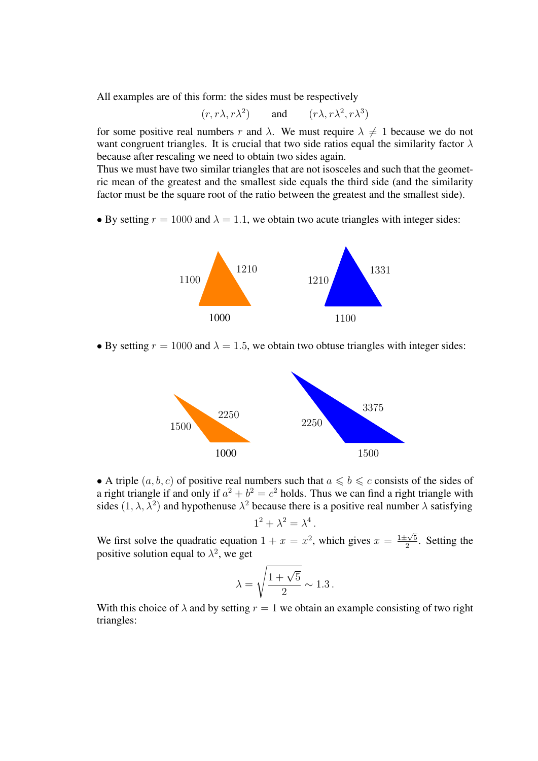All examples are of this form: the sides must be respectively

$$(r, r\lambda, r\lambda^2) \qquad \text{and} \qquad (r\lambda, r\lambda^2, r\lambda^3)$$

for some positive real numbers $r$ and $\lambda$. We must require $\lambda \neq 1$ because we do not want congruent triangles. It is crucial that two side ratios equal the similarity factor $\lambda$ because after rescaling we need to obtain two sides again.

Thus we must have two similar triangles that are not isosceles and such that the geometric mean of the greatest and the smallest side equals the third side (and the similarity factor must be the square root of the ratio between the greatest and the smallest side).

- By setting $r = 1000$ and $\lambda = 1.1$, we obtain two acute triangles with integer sides:

1100, 1210, 1000 — 1210, 1331, 1100

- By setting $r = 1000$ and $\lambda = 1.5$, we obtain two obtuse triangles with integer sides:

1500, 2250, 1000 — 2250, 3375, 1500

- A triple $(a, b, c)$ of positive real numbers such that $a \leqslant b \leqslant c$ consists of the sides of a right triangle if and only if $a^2 + b^2 = c^2$ holds. Thus we can find a right triangle with sides $(1, \lambda, \lambda^2)$ and hypothenuse $\lambda^2$ because there is a positive real number $\lambda$ satisfying

$$1^2 + \lambda^2 = \lambda^4 \, .$$

We first solve the quadratic equation $1 + x = x^2$, which gives $x = \frac{1 \pm \sqrt{5}}{2}$. Setting the positive solution equal to $\lambda^2$, we get

$$\lambda = \sqrt{\frac{1 + \sqrt{5}}{2}} \sim 1.3 \, .$$

With this choice of $\lambda$ and by setting $r = 1$ we obtain an example consisting of two right triangles: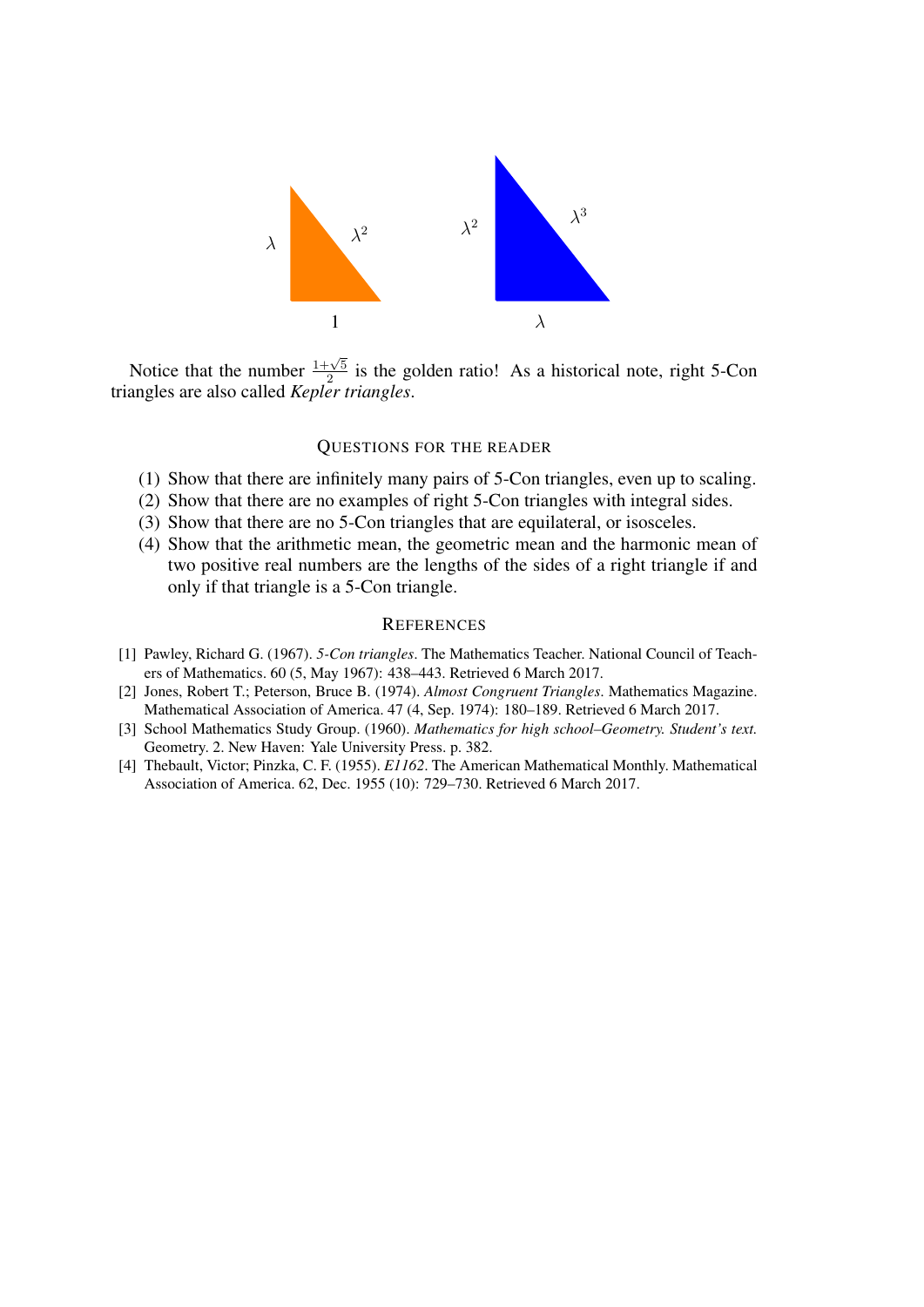$\lambda$

$\lambda^2$

1

$\lambda^2$

$\lambda^3$

$\lambda$

Notice that the number $\frac{1+\sqrt{5}}{2}$ is the golden ratio! As a historical note, right 5-Con triangles are also called *Kepler triangles*.

## Questions for the reader

(1) Show that there are infinitely many pairs of 5-Con triangles, even up to scaling.
(2) Show that there are no examples of right 5-Con triangles with integral sides.
(3) Show that there are no 5-Con triangles that are equilateral, or isosceles.
(4) Show that the arithmetic mean, the geometric mean and the harmonic mean of two positive real numbers are the lengths of the sides of a right triangle if and only if that triangle is a 5-Con triangle.

## References

[1] Pawley, Richard G. (1967). *5-Con triangles*. The Mathematics Teacher. National Council of Teachers of Mathematics. 60 (5, May 1967): 438–443. Retrieved 6 March 2017.

[2] Jones, Robert T.; Peterson, Bruce B. (1974). *Almost Congruent Triangles*. Mathematics Magazine. Mathematical Association of America. 47 (4, Sep. 1974): 180–189. Retrieved 6 March 2017.

[3] School Mathematics Study Group. (1960). *Mathematics for high school–Geometry. Student's text.* Geometry. 2. New Haven: Yale University Press. p. 382.

[4] Thebault, Victor; Pinzka, C. F. (1955). *E1162*. The American Mathematical Monthly. Mathematical Association of America. 62, Dec. 1955 (10): 729–730. Retrieved 6 March 2017.